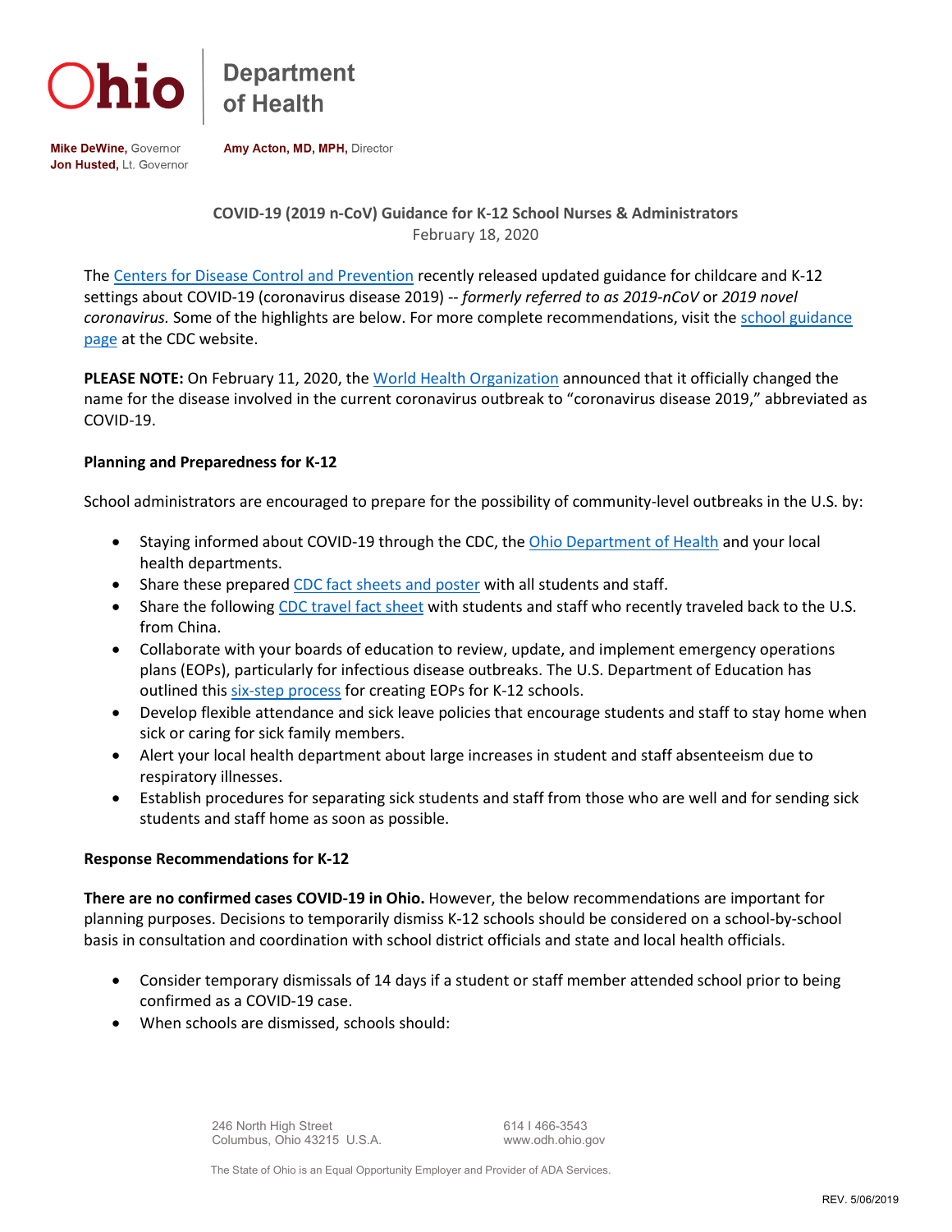Ohio | Department of Health

**Mike DeWine**, Governor
**Jon Husted**, Lt. Governor

**Amy Acton, MD, MPH**, Director

**COVID-19 (2019 n-CoV) Guidance for K-12 School Nurses & Administrators**
February 18, 2020

The Centers for Disease Control and Prevention recently released updated guidance for childcare and K-12 settings about COVID-19 (coronavirus disease 2019) -- *formerly referred to as 2019-nCoV* or *2019 novel coronavirus.* Some of the highlights are below. For more complete recommendations, visit the school guidance page at the CDC website.

**PLEASE NOTE:** On February 11, 2020, the World Health Organization announced that it officially changed the name for the disease involved in the current coronavirus outbreak to "coronavirus disease 2019," abbreviated as COVID-19.

**Planning and Preparedness for K-12**

School administrators are encouraged to prepare for the possibility of community-level outbreaks in the U.S. by:

- Staying informed about COVID-19 through the CDC, the Ohio Department of Health and your local health departments.
- Share these prepared CDC fact sheets and poster with all students and staff.
- Share the following CDC travel fact sheet with students and staff who recently traveled back to the U.S. from China.
- Collaborate with your boards of education to review, update, and implement emergency operations plans (EOPs), particularly for infectious disease outbreaks. The U.S. Department of Education has outlined this six-step process for creating EOPs for K-12 schools.
- Develop flexible attendance and sick leave policies that encourage students and staff to stay home when sick or caring for sick family members.
- Alert your local health department about large increases in student and staff absenteeism due to respiratory illnesses.
- Establish procedures for separating sick students and staff from those who are well and for sending sick students and staff home as soon as possible.

**Response Recommendations for K-12**

**There are no confirmed cases COVID-19 in Ohio.** However, the below recommendations are important for planning purposes. Decisions to temporarily dismiss K-12 schools should be considered on a school-by-school basis in consultation and coordination with school district officials and state and local health officials.

- Consider temporary dismissals of 14 days if a student or staff member attended school prior to being confirmed as a COVID-19 case.
- When schools are dismissed, schools should: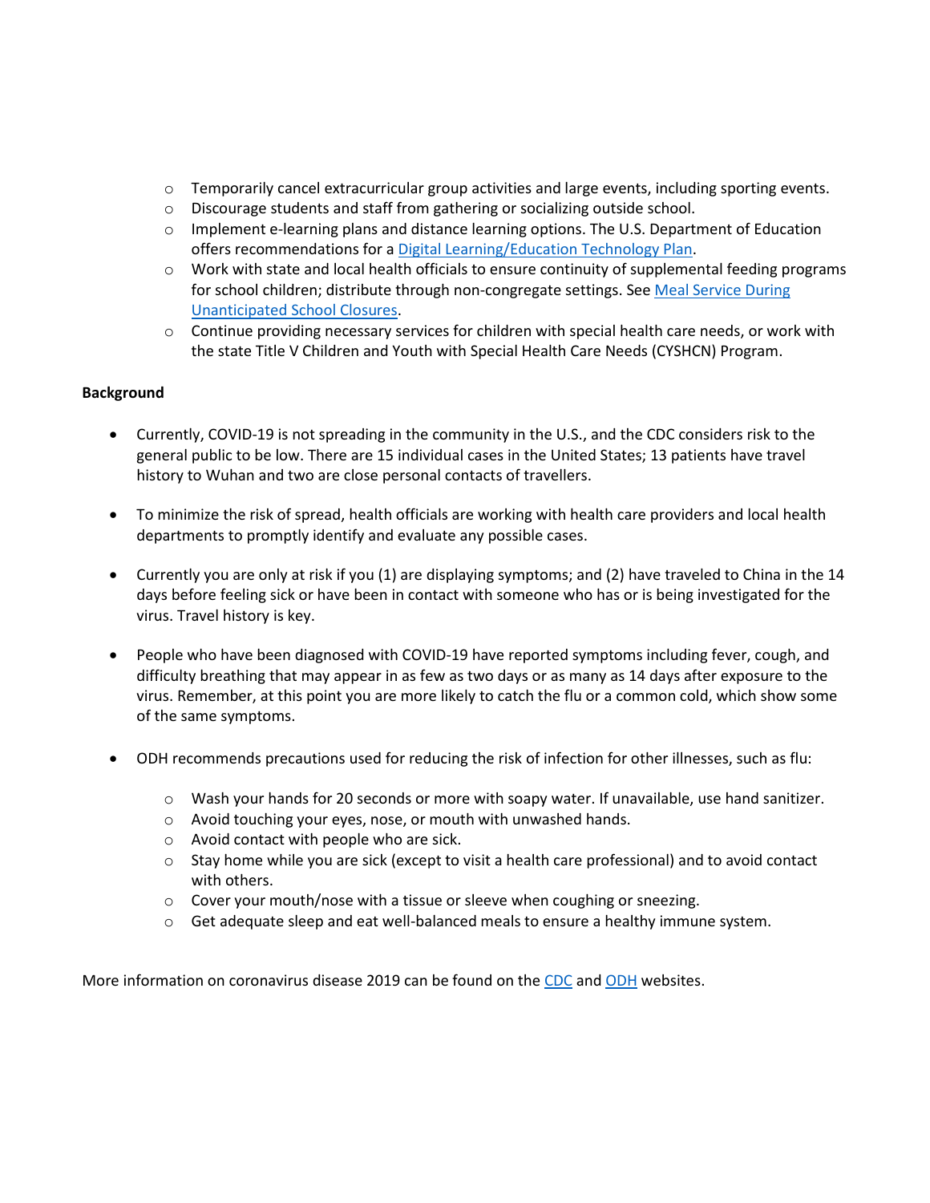- Temporarily cancel extracurricular group activities and large events, including sporting events.
  - Discourage students and staff from gathering or socializing outside school.
  - Implement e-learning plans and distance learning options. The U.S. Department of Education offers recommendations for a [Digital Learning/Education Technology Plan](#).
  - Work with state and local health officials to ensure continuity of supplemental feeding programs for school children; distribute through non-congregate settings. See [Meal Service During Unanticipated School Closures](#).
  - Continue providing necessary services for children with special health care needs, or work with the state Title V Children and Youth with Special Health Care Needs (CYSHCN) Program.

**Background**

- Currently, COVID-19 is not spreading in the community in the U.S., and the CDC considers risk to the general public to be low. There are 15 individual cases in the United States; 13 patients have travel history to Wuhan and two are close personal contacts of travellers.

- To minimize the risk of spread, health officials are working with health care providers and local health departments to promptly identify and evaluate any possible cases.

- Currently you are only at risk if you (1) are displaying symptoms; and (2) have traveled to China in the 14 days before feeling sick or have been in contact with someone who has or is being investigated for the virus. Travel history is key.

- People who have been diagnosed with COVID-19 have reported symptoms including fever, cough, and difficulty breathing that may appear in as few as two days or as many as 14 days after exposure to the virus. Remember, at this point you are more likely to catch the flu or a common cold, which show some of the same symptoms.

- ODH recommends precautions used for reducing the risk of infection for other illnesses, such as flu:

  - Wash your hands for 20 seconds or more with soapy water. If unavailable, use hand sanitizer.
  - Avoid touching your eyes, nose, or mouth with unwashed hands.
  - Avoid contact with people who are sick.
  - Stay home while you are sick (except to visit a health care professional) and to avoid contact with others.
  - Cover your mouth/nose with a tissue or sleeve when coughing or sneezing.
  - Get adequate sleep and eat well-balanced meals to ensure a healthy immune system.

More information on coronavirus disease 2019 can be found on the [CDC](#) and [ODH](#) websites.